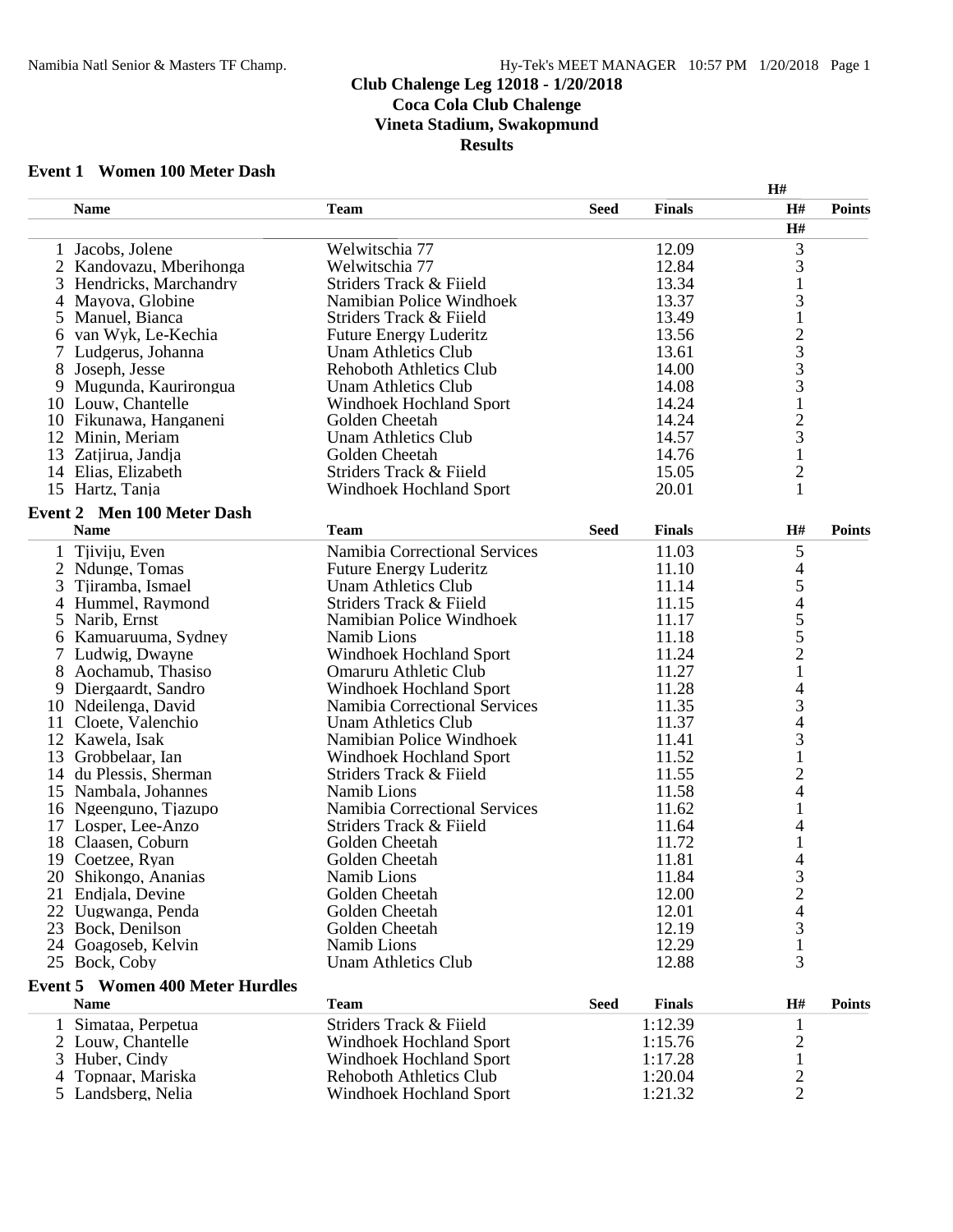## Club Chalenge Leg 12018 - 1/20/2018
## Coca Cola Club Chalenge
## Vineta Stadium, Swakopmund
## Results

### Event 1 Women 100 Meter Dash

| | Name | Team | Seed | Finals | H# | Points |
|---|---|---|---|---|---|---|
| 1 | Jacobs, Jolene | Welwitschia 77 | | 12.09 | 3 | |
| 2 | Kandovazu, Mberihonga | Welwitschia 77 | | 12.84 | 3 | |
| 3 | Hendricks, Marchandry | Striders Track & Fiield | | 13.34 | 1 | |
| 4 | Mayova, Globine | Namibian Police Windhoek | | 13.37 | 3 | |
| 5 | Manuel, Bianca | Striders Track & Fiield | | 13.49 | 1 | |
| 6 | van Wyk, Le-Kechia | Future Energy Luderitz | | 13.56 | 2 | |
| 7 | Ludgerus, Johanna | Unam Athletics Club | | 13.61 | 3 | |
| 8 | Joseph, Jesse | Rehoboth Athletics Club | | 14.00 | 3 | |
| 9 | Mugunda, Kaurirongua | Unam Athletics Club | | 14.08 | 3 | |
| 10 | Louw, Chantelle | Windhoek Hochland Sport | | 14.24 | 1 | |
| 10 | Fikunawa, Hanganeni | Golden Cheetah | | 14.24 | 2 | |
| 12 | Minin, Meriam | Unam Athletics Club | | 14.57 | 3 | |
| 13 | Zatjirua, Jandja | Golden Cheetah | | 14.76 | 1 | |
| 14 | Elias, Elizabeth | Striders Track & Fiield | | 15.05 | 2 | |
| 15 | Hartz, Tanja | Windhoek Hochland Sport | | 20.01 | 1 | |

### Event 2 Men 100 Meter Dash

| | Name | Team | Seed | Finals | H# | Points |
|---|---|---|---|---|---|---|
| 1 | Tjiviju, Even | Namibia Correctional Services | | 11.03 | 5 | |
| 2 | Ndunge, Tomas | Future Energy Luderitz | | 11.10 | 4 | |
| 3 | Tjiramba, Ismael | Unam Athletics Club | | 11.14 | 5 | |
| 4 | Hummel, Raymond | Striders Track & Fiield | | 11.15 | 4 | |
| 5 | Narib, Ernst | Namibian Police Windhoek | | 11.17 | 5 | |
| 6 | Kamuaruuma, Sydney | Namib Lions | | 11.18 | 5 | |
| 7 | Ludwig, Dwayne | Windhoek Hochland Sport | | 11.24 | 2 | |
| 8 | Aochamub, Thasiso | Omaruru Athletic Club | | 11.27 | 1 | |
| 9 | Diergaardt, Sandro | Windhoek Hochland Sport | | 11.28 | 4 | |
| 10 | Ndeilenga, David | Namibia Correctional Services | | 11.35 | 3 | |
| 11 | Cloete, Valenchio | Unam Athletics Club | | 11.37 | 4 | |
| 12 | Kawela, Isak | Namibian Police Windhoek | | 11.41 | 3 | |
| 13 | Grobbelaar, Ian | Windhoek Hochland Sport | | 11.52 | 1 | |
| 14 | du Plessis, Sherman | Striders Track & Fiield | | 11.55 | 2 | |
| 15 | Nambala, Johannes | Namib Lions | | 11.58 | 4 | |
| 16 | Ngeenguno, Tjazupo | Namibia Correctional Services | | 11.62 | 1 | |
| 17 | Losper, Lee-Anzo | Striders Track & Fiield | | 11.64 | 4 | |
| 18 | Claasen, Coburn | Golden Cheetah | | 11.72 | 1 | |
| 19 | Coetzee, Ryan | Golden Cheetah | | 11.81 | 4 | |
| 20 | Shikongo, Ananias | Namib Lions | | 11.84 | 3 | |
| 21 | Endjala, Devine | Golden Cheetah | | 12.00 | 2 | |
| 22 | Uugwanga, Penda | Golden Cheetah | | 12.01 | 4 | |
| 23 | Bock, Denilson | Golden Cheetah | | 12.19 | 3 | |
| 24 | Goagoseb, Kelvin | Namib Lions | | 12.29 | 1 | |
| 25 | Bock, Coby | Unam Athletics Club | | 12.88 | 3 | |

### Event 5 Women 400 Meter Hurdles

| | Name | Team | Seed | Finals | H# | Points |
|---|---|---|---|---|---|---|
| 1 | Simataa, Perpetua | Striders Track & Fiield | | 1:12.39 | 1 | |
| 2 | Louw, Chantelle | Windhoek Hochland Sport | | 1:15.76 | 2 | |
| 3 | Huber, Cindy | Windhoek Hochland Sport | | 1:17.28 | 1 | |
| 4 | Topnaar, Mariska | Rehoboth Athletics Club | | 1:20.04 | 2 | |
| 5 | Landsberg, Nelia | Windhoek Hochland Sport | | 1:21.32 | 2 | |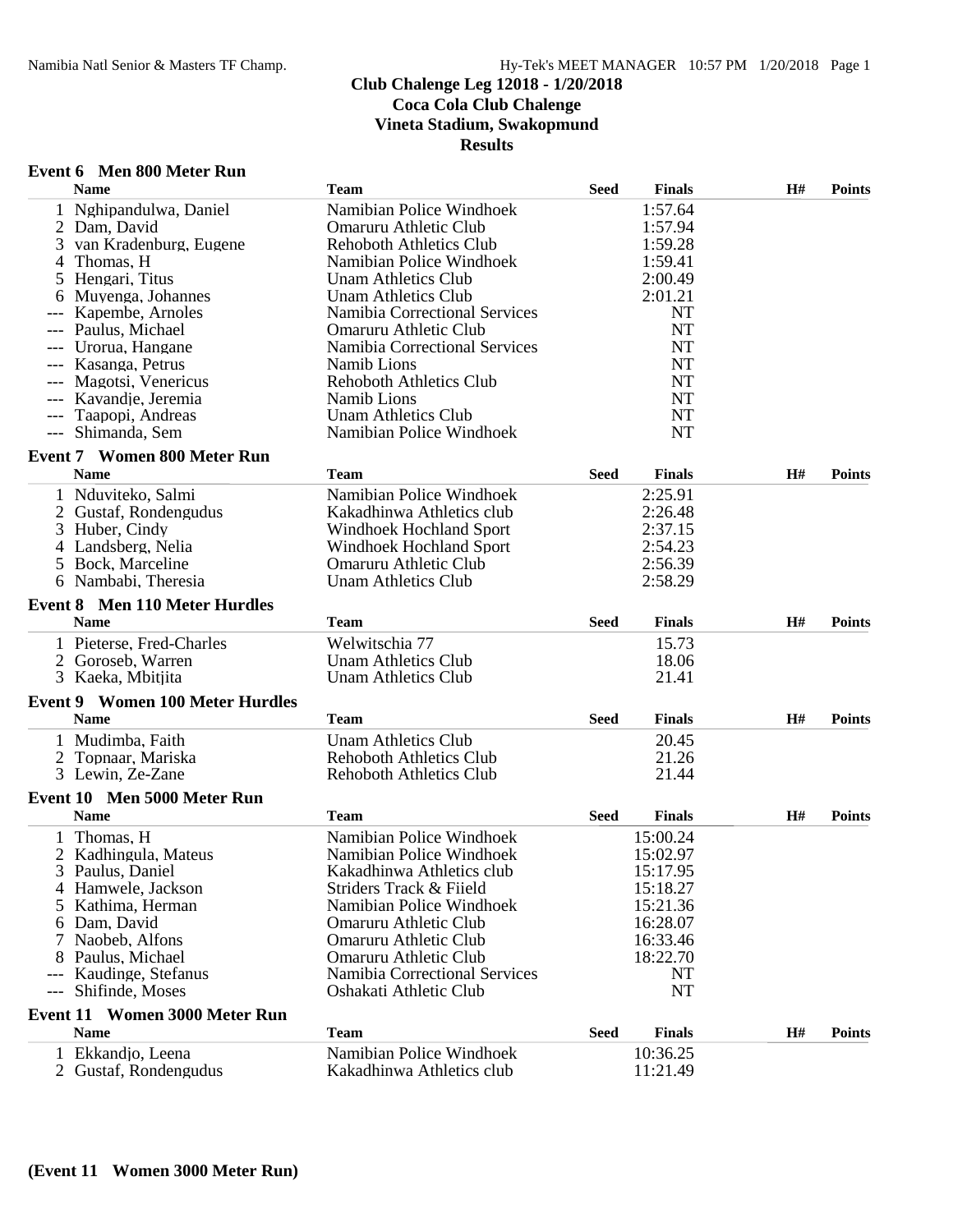# Club Chalenge Leg 12018 - 1/20/2018
## Coca Cola Club Chalenge
## Vineta Stadium, Swakopmund
## Results

### Event 6 Men 800 Meter Run

| | Name | Team | Seed | Finals | H# | Points |
|---|---|---|---|---|---|---|
| 1 | Nghipandulwa, Daniel | Namibian Police Windhoek | | 1:57.64 | | |
| 2 | Dam, David | Omaruru Athletic Club | | 1:57.94 | | |
| 3 | van Kradenburg, Eugene | Rehoboth Athletics Club | | 1:59.28 | | |
| 4 | Thomas, H | Namibian Police Windhoek | | 1:59.41 | | |
| 5 | Hengari, Titus | Unam Athletics Club | | 2:00.49 | | |
| 6 | Muyenga, Johannes | Unam Athletics Club | | 2:01.21 | | |
| --- | Kapembe, Arnoles | Namibia Correctional Services | | NT | | |
| --- | Paulus, Michael | Omaruru Athletic Club | | NT | | |
| --- | Urorua, Hangane | Namibia Correctional Services | | NT | | |
| --- | Kasanga, Petrus | Namib Lions | | NT | | |
| --- | Magotsi, Venericus | Rehoboth Athletics Club | | NT | | |
| --- | Kavandje, Jeremia | Namib Lions | | NT | | |
| --- | Taapopi, Andreas | Unam Athletics Club | | NT | | |
| --- | Shimanda, Sem | Namibian Police Windhoek | | NT | | |

### Event 7 Women 800 Meter Run

| | Name | Team | Seed | Finals | H# | Points |
|---|---|---|---|---|---|---|
| 1 | Nduviteko, Salmi | Namibian Police Windhoek | | 2:25.91 | | |
| 2 | Gustaf, Rondengudus | Kakadhinwa Athletics club | | 2:26.48 | | |
| 3 | Huber, Cindy | Windhoek Hochland Sport | | 2:37.15 | | |
| 4 | Landsberg, Nelia | Windhoek Hochland Sport | | 2:54.23 | | |
| 5 | Bock, Marceline | Omaruru Athletic Club | | 2:56.39 | | |
| 6 | Nambabi, Theresia | Unam Athletics Club | | 2:58.29 | | |

### Event 8 Men 110 Meter Hurdles

| | Name | Team | Seed | Finals | H# | Points |
|---|---|---|---|---|---|---|
| 1 | Pieterse, Fred-Charles | Welwitschia 77 | | 15.73 | | |
| 2 | Goroseb, Warren | Unam Athletics Club | | 18.06 | | |
| 3 | Kaeka, Mbitjita | Unam Athletics Club | | 21.41 | | |

### Event 9 Women 100 Meter Hurdles

| | Name | Team | Seed | Finals | H# | Points |
|---|---|---|---|---|---|---|
| 1 | Mudimba, Faith | Unam Athletics Club | | 20.45 | | |
| 2 | Topnaar, Mariska | Rehoboth Athletics Club | | 21.26 | | |
| 3 | Lewin, Ze-Zane | Rehoboth Athletics Club | | 21.44 | | |

### Event 10 Men 5000 Meter Run

| | Name | Team | Seed | Finals | H# | Points |
|---|---|---|---|---|---|---|
| 1 | Thomas, H | Namibian Police Windhoek | | 15:00.24 | | |
| 2 | Kadhingula, Mateus | Namibian Police Windhoek | | 15:02.97 | | |
| 3 | Paulus, Daniel | Kakadhinwa Athletics club | | 15:17.95 | | |
| 4 | Hamwele, Jackson | Striders Track & Fiield | | 15:18.27 | | |
| 5 | Kathima, Herman | Namibian Police Windhoek | | 15:21.36 | | |
| 6 | Dam, David | Omaruru Athletic Club | | 16:28.07 | | |
| 7 | Naobeb, Alfons | Omaruru Athletic Club | | 16:33.46 | | |
| 8 | Paulus, Michael | Omaruru Athletic Club | | 18:22.70 | | |
| --- | Kaudinge, Stefanus | Namibia Correctional Services | | NT | | |
| --- | Shifinde, Moses | Oshakati Athletic Club | | NT | | |

### Event 11 Women 3000 Meter Run

| | Name | Team | Seed | Finals | H# | Points |
|---|---|---|---|---|---|---|
| 1 | Ekkandjo, Leena | Namibian Police Windhoek | | 10:36.25 | | |
| 2 | Gustaf, Rondengudus | Kakadhinwa Athletics club | | 11:21.49 | | |

**(Event 11 Women 3000 Meter Run)**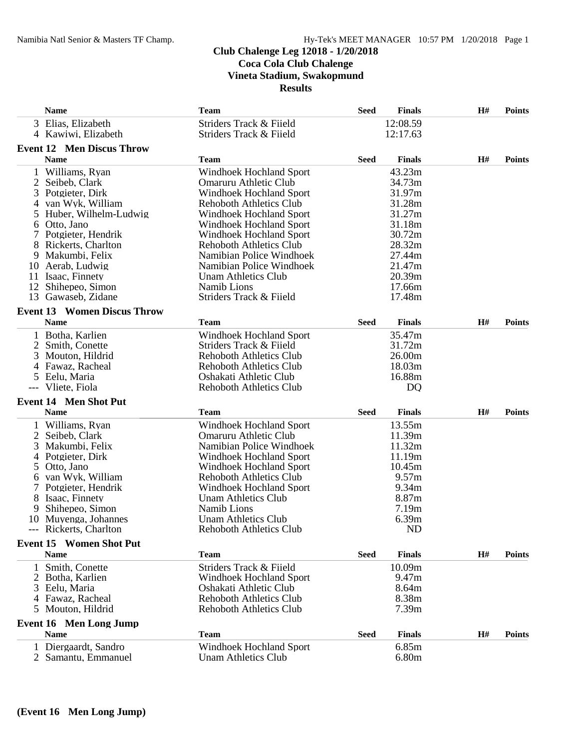**Club Chalenge Leg 12018 - 1/20/2018**
**Coca Cola Club Chalenge**
**Vineta Stadium, Swakopmund**
**Results**

| | Name | Team | Seed | Finals | H# | Points |
|---|---|---|---|---|---|---|
| 3 | Elias, Elizabeth | Striders Track & Fiield | | 12:08.59 | | |
| 4 | Kawiwi, Elizabeth | Striders Track & Fiield | | 12:17.63 | | |

**Event 12 Men Discus Throw**

| | Name | Team | Seed | Finals | H# | Points |
|---|---|---|---|---|---|---|
| 1 | Williams, Ryan | Windhoek Hochland Sport | | 43.23m | | |
| 2 | Seibeb, Clark | Omaruru Athletic Club | | 34.73m | | |
| 3 | Potgieter, Dirk | Windhoek Hochland Sport | | 31.97m | | |
| 4 | van Wyk, William | Rehoboth Athletics Club | | 31.28m | | |
| 5 | Huber, Wilhelm-Ludwig | Windhoek Hochland Sport | | 31.27m | | |
| 6 | Otto, Jano | Windhoek Hochland Sport | | 31.18m | | |
| 7 | Potgieter, Hendrik | Windhoek Hochland Sport | | 30.72m | | |
| 8 | Rickerts, Charlton | Rehoboth Athletics Club | | 28.32m | | |
| 9 | Makumbi, Felix | Namibian Police Windhoek | | 27.44m | | |
| 10 | Aerab, Ludwig | Namibian Police Windhoek | | 21.47m | | |
| 11 | Isaac, Finnety | Unam Athletics Club | | 20.39m | | |
| 12 | Shihepeo, Simon | Namib Lions | | 17.66m | | |
| 13 | Gawaseb, Zidane | Striders Track & Fiield | | 17.48m | | |

**Event 13 Women Discus Throw**

| | Name | Team | Seed | Finals | H# | Points |
|---|---|---|---|---|---|---|
| 1 | Botha, Karlien | Windhoek Hochland Sport | | 35.47m | | |
| 2 | Smith, Conette | Striders Track & Fiield | | 31.72m | | |
| 3 | Mouton, Hildrid | Rehoboth Athletics Club | | 26.00m | | |
| 4 | Fawaz, Racheal | Rehoboth Athletics Club | | 18.03m | | |
| 5 | Eelu, Maria | Oshakati Athletic Club | | 16.88m | | |
| --- | Vliete, Fiola | Rehoboth Athletics Club | | DQ | | |

**Event 14 Men Shot Put**

| | Name | Team | Seed | Finals | H# | Points |
|---|---|---|---|---|---|---|
| 1 | Williams, Ryan | Windhoek Hochland Sport | | 13.55m | | |
| 2 | Seibeb, Clark | Omaruru Athletic Club | | 11.39m | | |
| 3 | Makumbi, Felix | Namibian Police Windhoek | | 11.32m | | |
| 4 | Potgieter, Dirk | Windhoek Hochland Sport | | 11.19m | | |
| 5 | Otto, Jano | Windhoek Hochland Sport | | 10.45m | | |
| 6 | van Wyk, William | Rehoboth Athletics Club | | 9.57m | | |
| 7 | Potgieter, Hendrik | Windhoek Hochland Sport | | 9.34m | | |
| 8 | Isaac, Finnety | Unam Athletics Club | | 8.87m | | |
| 9 | Shihepeo, Simon | Namib Lions | | 7.19m | | |
| 10 | Muyenga, Johannes | Unam Athletics Club | | 6.39m | | |
| --- | Rickerts, Charlton | Rehoboth Athletics Club | | ND | | |

**Event 15 Women Shot Put**

| | Name | Team | Seed | Finals | H# | Points |
|---|---|---|---|---|---|---|
| 1 | Smith, Conette | Striders Track & Fiield | | 10.09m | | |
| 2 | Botha, Karlien | Windhoek Hochland Sport | | 9.47m | | |
| 3 | Eelu, Maria | Oshakati Athletic Club | | 8.64m | | |
| 4 | Fawaz, Racheal | Rehoboth Athletics Club | | 8.38m | | |
| 5 | Mouton, Hildrid | Rehoboth Athletics Club | | 7.39m | | |

**Event 16 Men Long Jump**

| | Name | Team | Seed | Finals | H# | Points |
|---|---|---|---|---|---|---|
| 1 | Diergaardt, Sandro | Windhoek Hochland Sport | | 6.85m | | |
| 2 | Samantu, Emmanuel | Unam Athletics Club | | 6.80m | | |

**(Event 16 Men Long Jump)**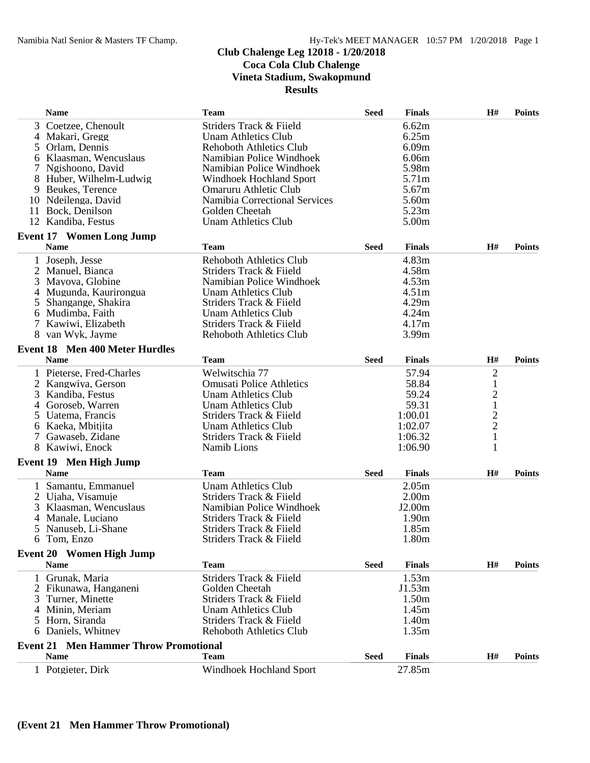## Club Chalenge Leg 12018 - 1/20/2018
## Coca Cola Club Chalenge
## Vineta Stadium, Swakopmund
## Results

| | Name | Team | Seed | Finals | H# | Points |
|---|---|---|---|---|---|---|
| 3 | Coetzee, Chenoult | Striders Track & Fiield | | 6.62m | | |
| 4 | Makari, Gregg | Unam Athletics Club | | 6.25m | | |
| 5 | Orlam, Dennis | Rehoboth Athletics Club | | 6.09m | | |
| 6 | Klaasman, Wencuslaus | Namibian Police Windhoek | | 6.06m | | |
| 7 | Ngishoono, David | Namibian Police Windhoek | | 5.98m | | |
| 8 | Huber, Wilhelm-Ludwig | Windhoek Hochland Sport | | 5.71m | | |
| 9 | Beukes, Terence | Omaruru Athletic Club | | 5.67m | | |
| 10 | Ndeilenga, David | Namibia Correctional Services | | 5.60m | | |
| 11 | Bock, Denilson | Golden Cheetah | | 5.23m | | |
| 12 | Kandiba, Festus | Unam Athletics Club | | 5.00m | | |

### Event 17 Women Long Jump

| | Name | Team | Seed | Finals | H# | Points |
|---|---|---|---|---|---|---|
| 1 | Joseph, Jesse | Rehoboth Athletics Club | | 4.83m | | |
| 2 | Manuel, Bianca | Striders Track & Fiield | | 4.58m | | |
| 3 | Mayova, Globine | Namibian Police Windhoek | | 4.53m | | |
| 4 | Mugunda, Kaurirongua | Unam Athletics Club | | 4.51m | | |
| 5 | Shangange, Shakira | Striders Track & Fiield | | 4.29m | | |
| 6 | Mudimba, Faith | Unam Athletics Club | | 4.24m | | |
| 7 | Kawiwi, Elizabeth | Striders Track & Fiield | | 4.17m | | |
| 8 | van Wyk, Jayme | Rehoboth Athletics Club | | 3.99m | | |

### Event 18 Men 400 Meter Hurdles

| | Name | Team | Seed | Finals | H# | Points |
|---|---|---|---|---|---|---|
| 1 | Pieterse, Fred-Charles | Welwitschia 77 | | 57.94 | 2 | |
| 2 | Kangwiya, Gerson | Omusati Police Athletics | | 58.84 | 1 | |
| 3 | Kandiba, Festus | Unam Athletics Club | | 59.24 | 2 | |
| 4 | Goroseb, Warren | Unam Athletics Club | | 59.31 | 1 | |
| 5 | Uatema, Francis | Striders Track & Fiield | | 1:00.01 | 2 | |
| 6 | Kaeka, Mbitjita | Unam Athletics Club | | 1:02.07 | 2 | |
| 7 | Gawaseb, Zidane | Striders Track & Fiield | | 1:06.32 | 1 | |
| 8 | Kawiwi, Enock | Namib Lions | | 1:06.90 | 1 | |

### Event 19 Men High Jump

| | Name | Team | Seed | Finals | H# | Points |
|---|---|---|---|---|---|---|
| 1 | Samantu, Emmanuel | Unam Athletics Club | | 2.05m | | |
| 2 | Ujaha, Visamuje | Striders Track & Fiield | | 2.00m | | |
| 3 | Klaasman, Wencuslaus | Namibian Police Windhoek | | J2.00m | | |
| 4 | Manale, Luciano | Striders Track & Fiield | | 1.90m | | |
| 5 | Nanuseb, Li-Shane | Striders Track & Fiield | | 1.85m | | |
| 6 | Tom, Enzo | Striders Track & Fiield | | 1.80m | | |

### Event 20 Women High Jump

| | Name | Team | Seed | Finals | H# | Points |
|---|---|---|---|---|---|---|
| 1 | Grunak, Maria | Striders Track & Fiield | | 1.53m | | |
| 2 | Fikunawa, Hanganeni | Golden Cheetah | | J1.53m | | |
| 3 | Turner, Minette | Striders Track & Fiield | | 1.50m | | |
| 4 | Minin, Meriam | Unam Athletics Club | | 1.45m | | |
| 5 | Horn, Siranda | Striders Track & Fiield | | 1.40m | | |
| 6 | Daniels, Whitney | Rehoboth Athletics Club | | 1.35m | | |

### Event 21 Men Hammer Throw Promotional

| | Name | Team | Seed | Finals | H# | Points |
|---|---|---|---|---|---|---|
| 1 | Potgieter, Dirk | Windhoek Hochland Sport | | 27.85m | | |

**(Event 21 Men Hammer Throw Promotional)**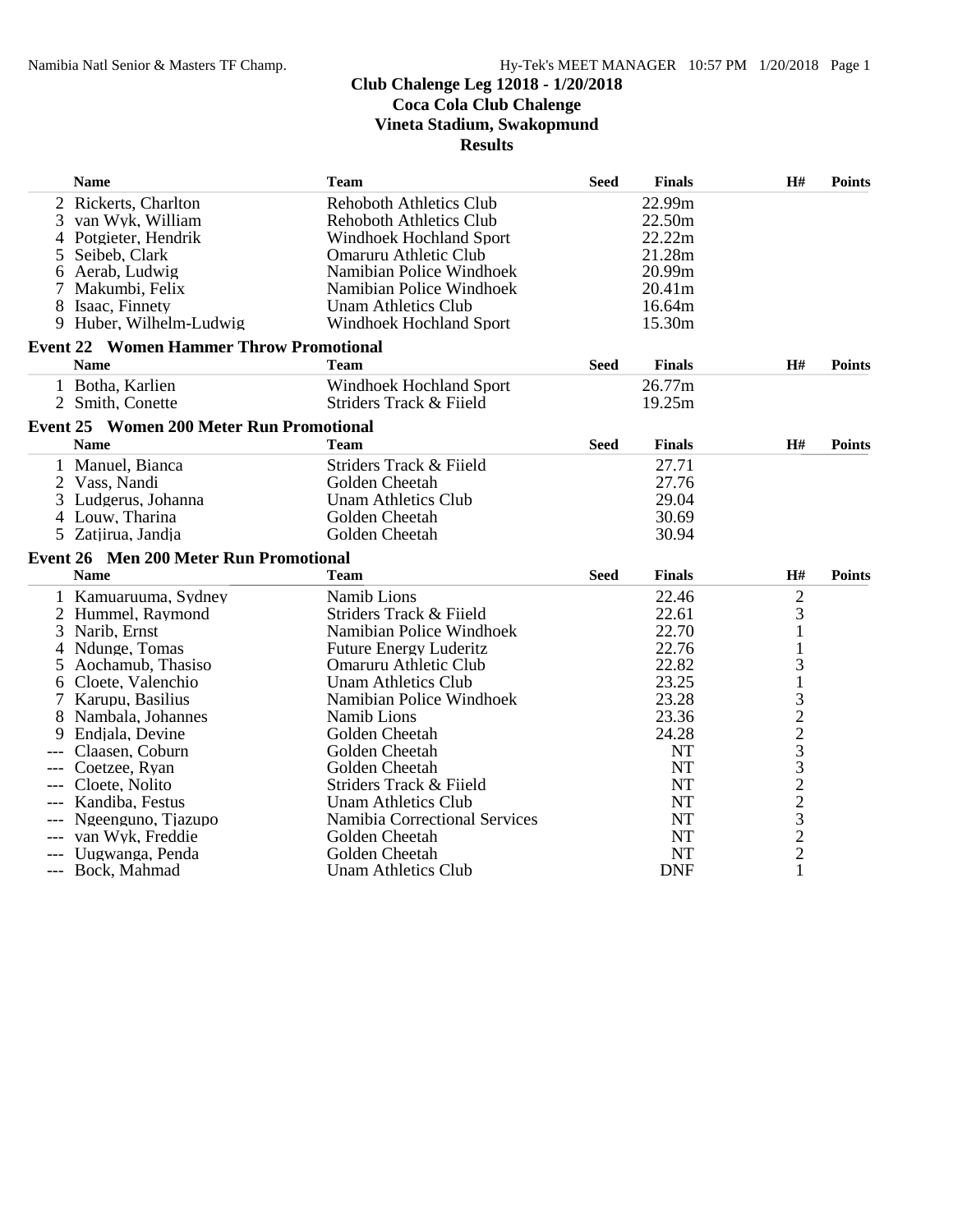# Club Chalenge Leg 12018 - 1/20/2018
## Coca Cola Club Chalenge
## Vineta Stadium, Swakopmund
## Results

| | Name | Team | Seed | Finals | H# | Points |
|---|---|---|---|---|---|---|
| 2 | Rickerts, Charlton | Rehoboth Athletics Club | | 22.99m | | |
| 3 | van Wyk, William | Rehoboth Athletics Club | | 22.50m | | |
| 4 | Potgieter, Hendrik | Windhoek Hochland Sport | | 22.22m | | |
| 5 | Seibeb, Clark | Omaruru Athletic Club | | 21.28m | | |
| 6 | Aerab, Ludwig | Namibian Police Windhoek | | 20.99m | | |
| 7 | Makumbi, Felix | Namibian Police Windhoek | | 20.41m | | |
| 8 | Isaac, Finnety | Unam Athletics Club | | 16.64m | | |
| 9 | Huber, Wilhelm-Ludwig | Windhoek Hochland Sport | | 15.30m | | |

### Event 22 Women Hammer Throw Promotional

| | Name | Team | Seed | Finals | H# | Points |
|---|---|---|---|---|---|---|
| 1 | Botha, Karlien | Windhoek Hochland Sport | | 26.77m | | |
| 2 | Smith, Conette | Striders Track & Fiield | | 19.25m | | |

### Event 25 Women 200 Meter Run Promotional

| | Name | Team | Seed | Finals | H# | Points |
|---|---|---|---|---|---|---|
| 1 | Manuel, Bianca | Striders Track & Fiield | | 27.71 | | |
| 2 | Vass, Nandi | Golden Cheetah | | 27.76 | | |
| 3 | Ludgerus, Johanna | Unam Athletics Club | | 29.04 | | |
| 4 | Louw, Tharina | Golden Cheetah | | 30.69 | | |
| 5 | Zatjirua, Jandja | Golden Cheetah | | 30.94 | | |

### Event 26 Men 200 Meter Run Promotional

| | Name | Team | Seed | Finals | H# | Points |
|---|---|---|---|---|---|---|
| 1 | Kamuaruuma, Sydney | Namib Lions | | 22.46 | 2 | |
| 2 | Hummel, Raymond | Striders Track & Fiield | | 22.61 | 3 | |
| 3 | Narib, Ernst | Namibian Police Windhoek | | 22.70 | 1 | |
| 4 | Ndunge, Tomas | Future Energy Luderitz | | 22.76 | 1 | |
| 5 | Aochamub, Thasiso | Omaruru Athletic Club | | 22.82 | 3 | |
| 6 | Cloete, Valenchio | Unam Athletics Club | | 23.25 | 1 | |
| 7 | Karupu, Basilius | Namibian Police Windhoek | | 23.28 | 3 | |
| 8 | Nambala, Johannes | Namib Lions | | 23.36 | 2 | |
| 9 | Endjala, Devine | Golden Cheetah | | 24.28 | 2 | |
| --- | Claasen, Coburn | Golden Cheetah | | NT | 3 | |
| --- | Coetzee, Ryan | Golden Cheetah | | NT | 3 | |
| --- | Cloete, Nolito | Striders Track & Fiield | | NT | 2 | |
| --- | Kandiba, Festus | Unam Athletics Club | | NT | 2 | |
| --- | Ngeenguno, Tjazupo | Namibia Correctional Services | | NT | 3 | |
| --- | van Wyk, Freddie | Golden Cheetah | | NT | 2 | |
| --- | Uugwanga, Penda | Golden Cheetah | | NT | 2 | |
| --- | Bock, Mahmad | Unam Athletics Club | | DNF | 1 | |